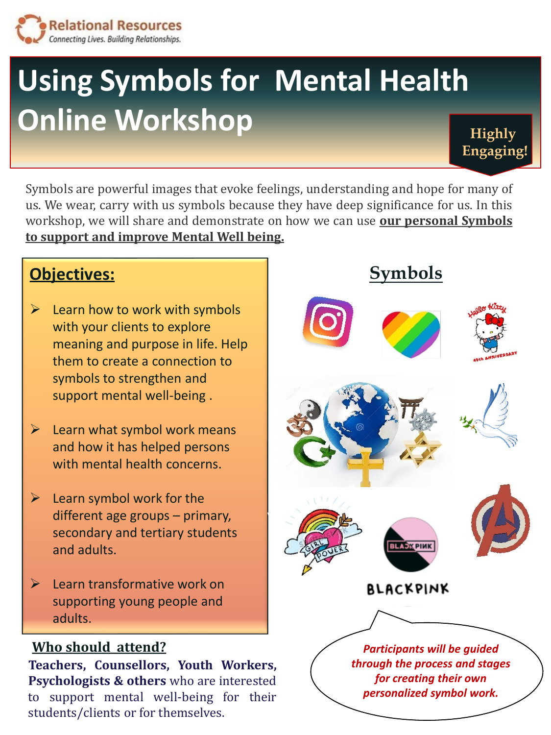Relational Resources
Connecting Lives. Building Relationships.

# Using Symbols for Mental Health Online Workshop

**Highly Engaging!**

Symbols are powerful images that evoke feelings, understanding and hope for many of us. We wear, carry with us symbols because they have deep significance for us. In this workshop, we will share and demonstrate on how we can use **our personal Symbols to support and improve Mental Well being.**

## Objectives:

- Learn how to work with symbols with your clients to explore meaning and purpose in life. Help them to create a connection to symbols to strengthen and support mental well-being .
- Learn what symbol work means and how it has helped persons with mental health concerns.
- Learn symbol work for the different age groups – primary, secondary and tertiary students and adults.
- Learn transformative work on supporting young people and adults.

## Symbols

## Who should attend?

**Teachers, Counsellors, Youth Workers, Psychologists & others** who are interested to support mental well-being for their students/clients or for themselves.

*Participants will be guided through the process and stages for creating their own personalized symbol work.*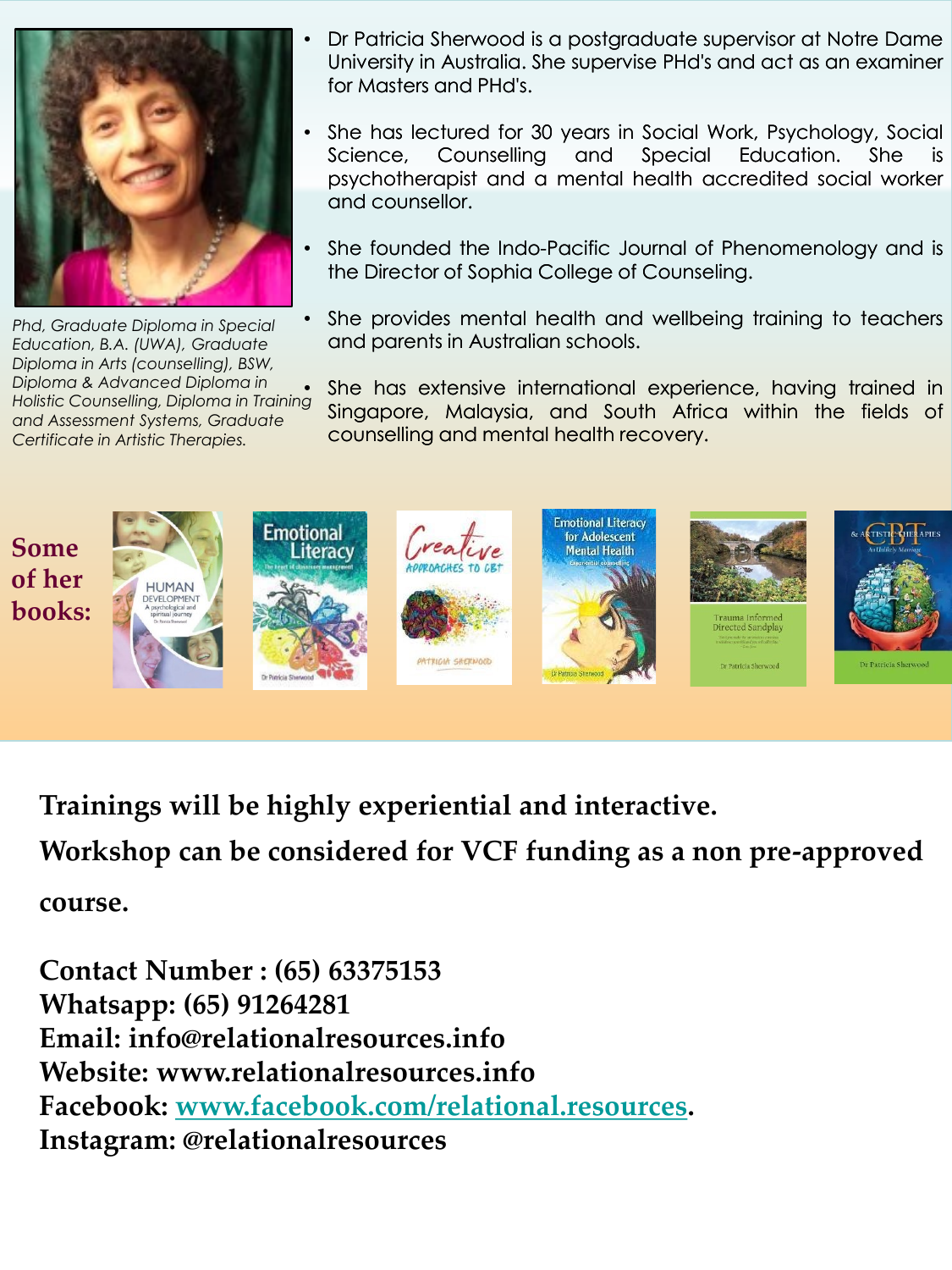*Phd, Graduate Diploma in Special Education, B.A. (UWA), Graduate Diploma in Arts (counselling), BSW, Diploma & Advanced Diploma in Holistic Counselling, Diploma in Training and Assessment Systems, Graduate Certificate in Artistic Therapies.*

- Dr Patricia Sherwood is a postgraduate supervisor at Notre Dame University in Australia. She supervise PHd's and act as an examiner for Masters and PHd's.
- She has lectured for 30 years in Social Work, Psychology, Social Science, Counselling and Special Education. She is psychotherapist and a mental health accredited social worker and counsellor.
- She founded the Indo-Pacific Journal of Phenomenology and is the Director of Sophia College of Counseling.
- She provides mental health and wellbeing training to teachers and parents in Australian schools.
- She has extensive international experience, having trained in Singapore, Malaysia, and South Africa within the fields of counselling and mental health recovery.

**Some of her books:**

**Trainings will be highly experiential and interactive.**

**Workshop can be considered for VCF funding as a non pre-approved course.**

**Contact Number : (65) 63375153**
**Whatsapp: (65) 91264281**
**Email: info@relationalresources.info**
**Website: www.relationalresources.info**
**Facebook: www.facebook.com/relational.resources.**
**Instagram: @relationalresources**